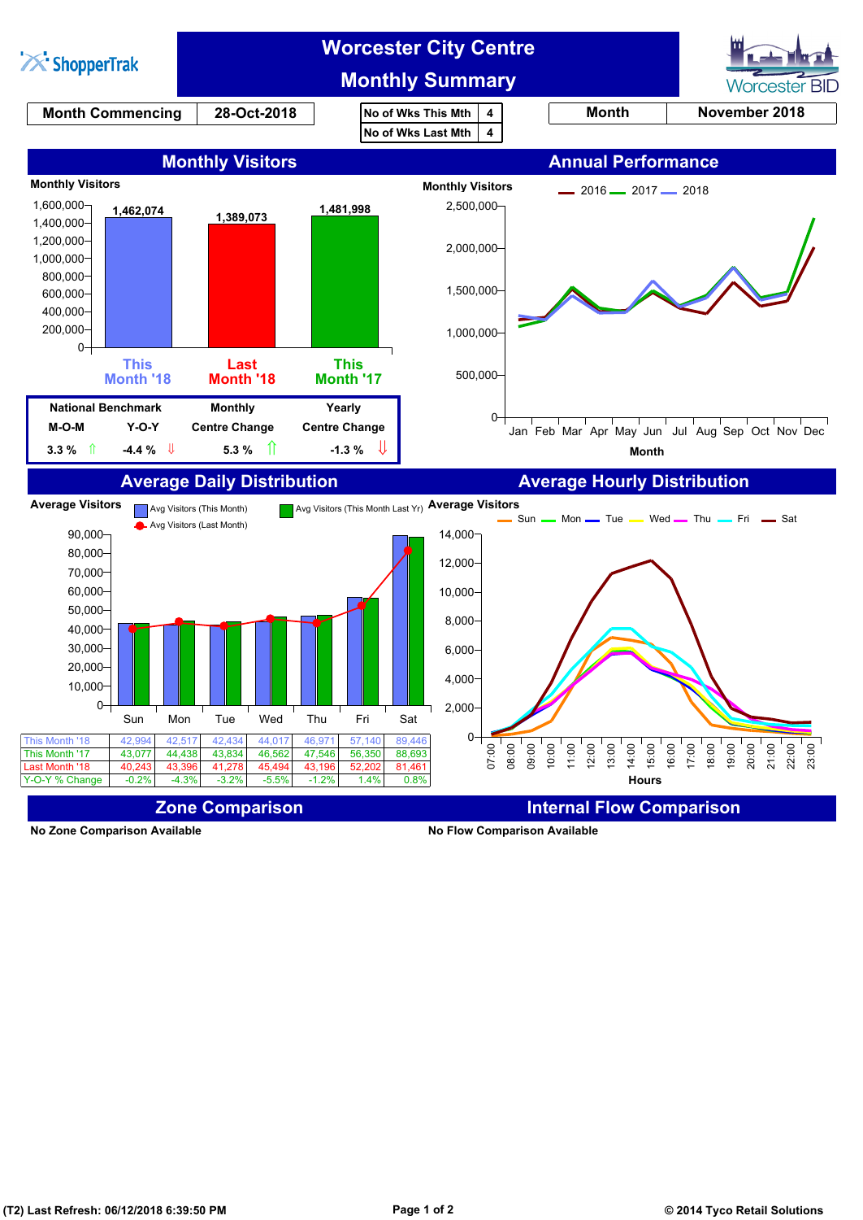# Worcester City Centre Monthly Summary

ShopperTrak | Worcester BID

| Month Commencing | 28-Oct-2018 |
|---|---|

| No of Wks This Mth | 4 |
|---|---|
| No of Wks Last Mth | 4 |

| Month | November 2018 |
|---|---|

## Monthly Visitors

Monthly Visitors

| | This Month '18 | Last Month '18 | This Month '17 |
|---|---|---|---|
| Monthly Visitors | 1,462,074 | 1,389,073 | 1,481,998 |

| National Benchmark | | Monthly | Yearly |
|---|---|---|---|
| M-O-M | Y-O-Y | Centre Change | Centre Change |
| 3.3 % ⇧ | -4.4 % ⇩ | 5.3 % ⇧ | -1.3 % ⇩ |

## Annual Performance

Monthly Visitors — 2016, 2017, 2018 (Jan–Dec)

Month

## Average Daily Distribution

Average Visitors — Avg Visitors (This Month), Avg Visitors (This Month Last Yr), Avg Visitors (Last Month)

| | Sun | Mon | Tue | Wed | Thu | Fri | Sat |
|---|---|---|---|---|---|---|---|
| This Month '18 | 42,994 | 42,517 | 42,434 | 44,017 | 46,971 | 57,140 | 89,446 |
| This Month '17 | 43,077 | 44,438 | 43,834 | 46,562 | 47,546 | 56,350 | 88,693 |
| Last Month '18 | 40,243 | 43,396 | 41,278 | 45,494 | 43,196 | 52,202 | 81,461 |
| Y-O-Y % Change | -0.2% | -4.3% | -3.2% | -5.5% | -1.2% | 1.4% | 0.8% |

## Average Hourly Distribution

Average Visitors — Sun, Mon, Tue, Wed, Thu, Fri, Sat (07:00–23:00)

Hours

## Zone Comparison

No Zone Comparison Available

## Internal Flow Comparison

No Flow Comparison Available

(T2) Last Refresh: 06/12/2018 6:39:50 PM

© 2014 Tyco Retail Solutions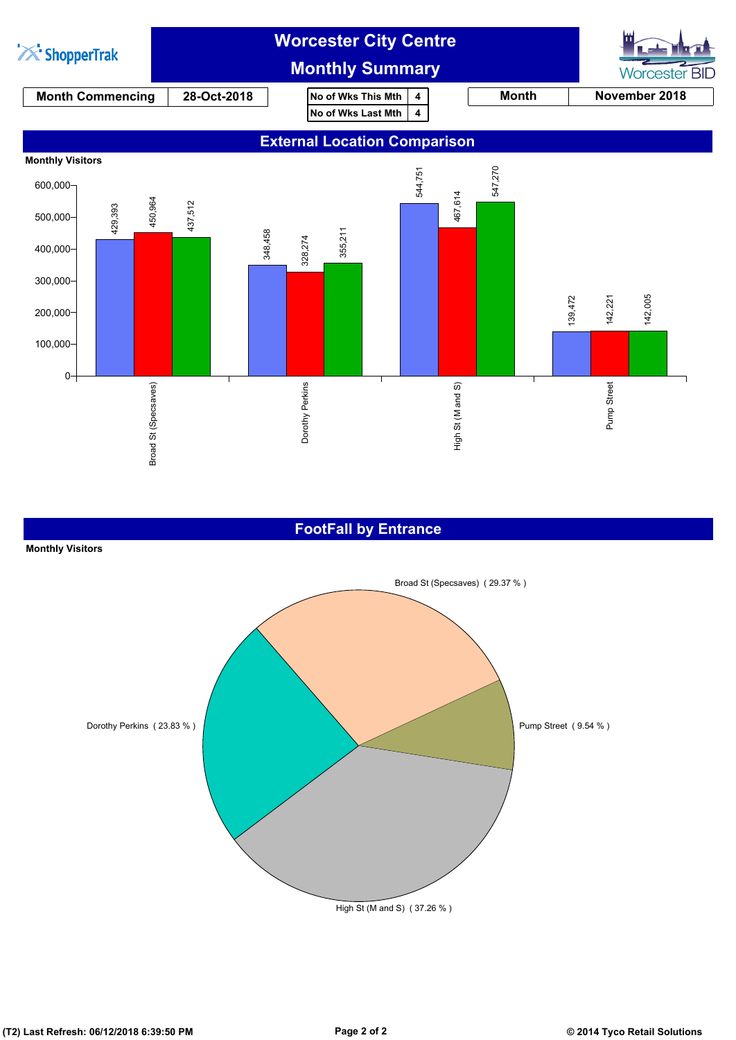# Worcester City Centre
## Monthly Summary

| Month Commencing | 28-Oct-2018 |
|---|---|

| No of Wks This Mth | 4 |
|---|---|
| No of Wks Last Mth | 4 |

| Month | November 2018 |
|---|---|

## External Location Comparison

Monthly Visitors

| Location | Blue | Red | Green |
|---|---|---|---|
| Broad St (Specsaves) | 429,393 | 450,964 | 437,512 |
| Dorothy Perkins | 348,458 | 328,274 | 355,211 |
| High St (M and S) | 544,751 | 467,614 | 547,270 |
| Pump Street | 139,472 | 142,221 | 142,005 |

## FootFall by Entrance

Monthly Visitors

| Entrance | Share |
|---|---|
| Broad St (Specsaves) | 29.37 % |
| Pump Street | 9.54 % |
| High St (M and S) | 37.26 % |
| Dorothy Perkins | 23.83 % |

(T2) Last Refresh: 06/12/2018 6:39:50 PM

© 2014 Tyco Retail Solutions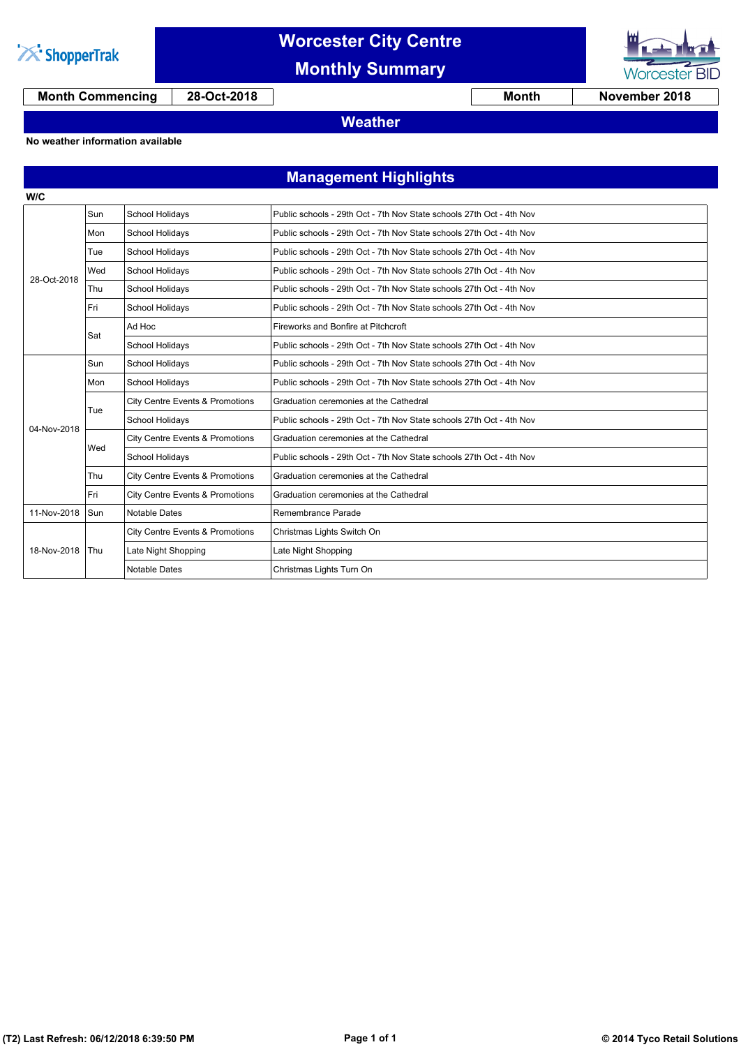# Worcester City Centre
## Monthly Summary

| Month Commencing | 28-Oct-2018 | Month | November 2018 |
|---|---|---|---|

## Weather

**No weather information available**

## Management Highlights

| W/C | | | |
|---|---|---|---|
| 28-Oct-2018 | Sun | School Holidays | Public schools - 29th Oct - 7th Nov State schools 27th Oct - 4th Nov |
| | Mon | School Holidays | Public schools - 29th Oct - 7th Nov State schools 27th Oct - 4th Nov |
| | Tue | School Holidays | Public schools - 29th Oct - 7th Nov State schools 27th Oct - 4th Nov |
| | Wed | School Holidays | Public schools - 29th Oct - 7th Nov State schools 27th Oct - 4th Nov |
| | Thu | School Holidays | Public schools - 29th Oct - 7th Nov State schools 27th Oct - 4th Nov |
| | Fri | School Holidays | Public schools - 29th Oct - 7th Nov State schools 27th Oct - 4th Nov |
| | Sat | Ad Hoc | Fireworks and Bonfire at Pitchcroft |
| | | School Holidays | Public schools - 29th Oct - 7th Nov State schools 27th Oct - 4th Nov |
| 04-Nov-2018 | Sun | School Holidays | Public schools - 29th Oct - 7th Nov State schools 27th Oct - 4th Nov |
| | Mon | School Holidays | Public schools - 29th Oct - 7th Nov State schools 27th Oct - 4th Nov |
| | Tue | City Centre Events & Promotions | Graduation ceremonies at the Cathedral |
| | | School Holidays | Public schools - 29th Oct - 7th Nov State schools 27th Oct - 4th Nov |
| | Wed | City Centre Events & Promotions | Graduation ceremonies at the Cathedral |
| | | School Holidays | Public schools - 29th Oct - 7th Nov State schools 27th Oct - 4th Nov |
| | Thu | City Centre Events & Promotions | Graduation ceremonies at the Cathedral |
| | Fri | City Centre Events & Promotions | Graduation ceremonies at the Cathedral |
| 11-Nov-2018 | Sun | Notable Dates | Remembrance Parade |
| 18-Nov-2018 | Thu | City Centre Events & Promotions | Christmas Lights Switch On |
| | | Late Night Shopping | Late Night Shopping |
| | | Notable Dates | Christmas Lights Turn On |

(T2) Last Refresh: 06/12/2018 6:39:50 PM

© 2014 Tyco Retail Solutions